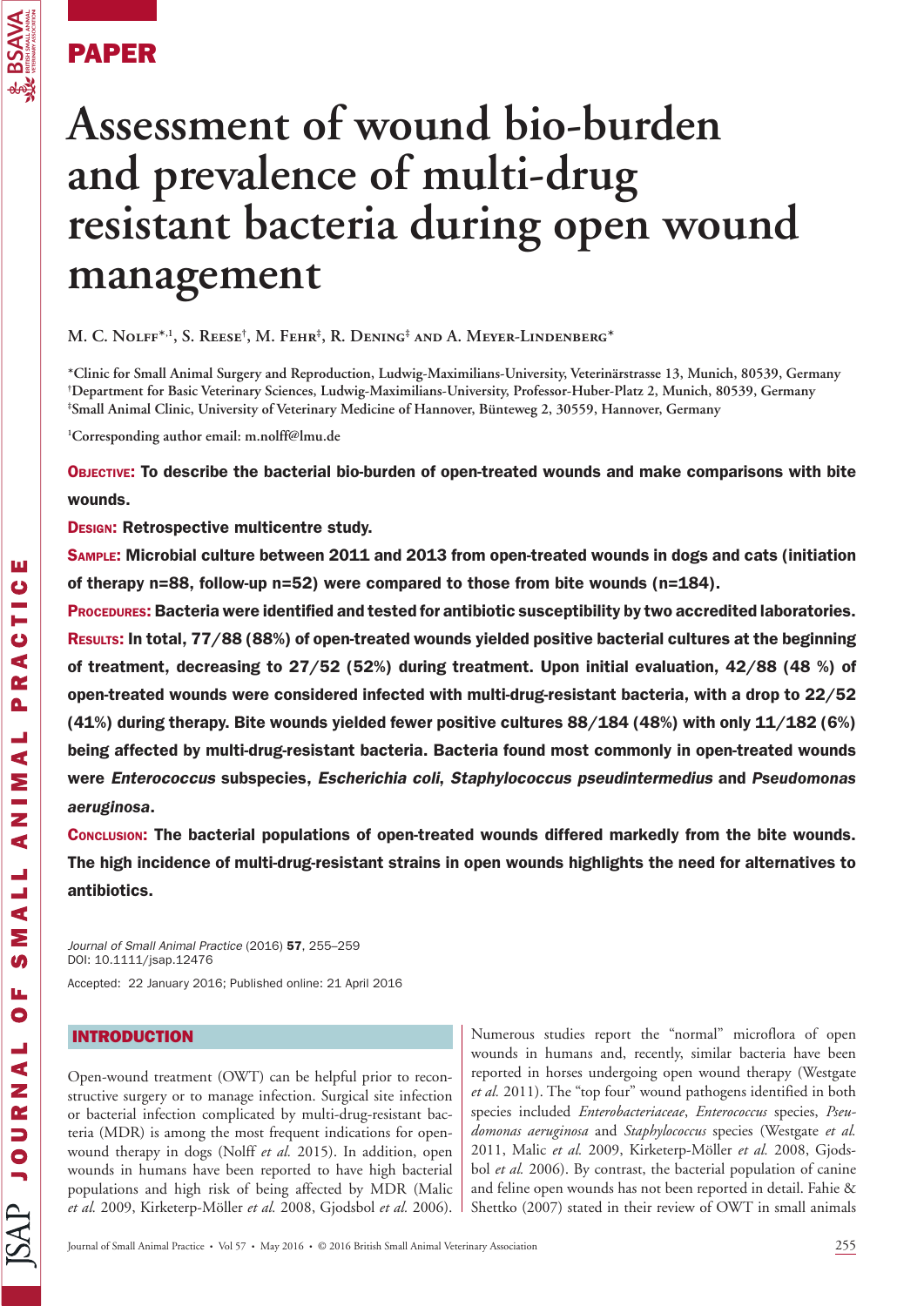PAPER

# Assessment of wound bio-burden and prevalence of multi-drug resistant bacteria during open wound management

**M. C. Nolff*,[1], S. Reese†, M. Fehr‡, R. Dening‡ and A. Meyer-Lindenberg***

*Clinic for Small Animal Surgery and Reproduction, Ludwig-Maximilians-University, Veterinärstrasse 13, Munich, 80539, Germany
†Department for Basic Veterinary Sciences, Ludwig-Maximilians-University, Professor-Huber-Platz 2, Munich, 80539, Germany
‡Small Animal Clinic, University of Veterinary Medicine of Hannover, Bünteweg 2, 30559, Hannover, Germany

[1]Corresponding author email: m.nolff@lmu.de

**Objective:** To describe the bacterial bio-burden of open-treated wounds and make comparisons with bite wounds.

**Design:** Retrospective multicentre study.

**Sample:** Microbial culture between 2011 and 2013 from open-treated wounds in dogs and cats (initiation of therapy n=88, follow-up n=52) were compared to those from bite wounds (n=184).

**Procedures:** Bacteria were identified and tested for antibiotic susceptibility by two accredited laboratories.

**Results:** In total, 77/88 (88%) of open-treated wounds yielded positive bacterial cultures at the beginning of treatment, decreasing to 27/52 (52%) during treatment. Upon initial evaluation, 42/88 (48 %) of open-treated wounds were considered infected with multi-drug-resistant bacteria, with a drop to 22/52 (41%) during therapy. Bite wounds yielded fewer positive cultures 88/184 (48%) with only 11/182 (6%) being affected by multi-drug-resistant bacteria. Bacteria found most commonly in open-treated wounds were *Enterococcus* subspecies, *Escherichia coli*, *Staphylococcus pseudintermedius* and *Pseudomonas aeruginosa*.

**Conclusion:** The bacterial populations of open-treated wounds differed markedly from the bite wounds. The high incidence of multi-drug-resistant strains in open wounds highlights the need for alternatives to antibiotics.

*Journal of Small Animal Practice* (2016) **57**, 255–259
DOI: 10.1111/jsap.12476

Accepted: 22 January 2016; Published online: 21 April 2016

## INTRODUCTION

Open-wound treatment (OWT) can be helpful prior to reconstructive surgery or to manage infection. Surgical site infection or bacterial infection complicated by multi-drug-resistant bacteria (MDR) is among the most frequent indications for open-wound therapy in dogs (Nolff *et al.* 2015). In addition, open wounds in humans have been reported to have high bacterial populations and high risk of being affected by MDR (Malic *et al.* 2009, Kirketerp-Möller *et al.* 2008, Gjodsbol *et al.* 2006). Numerous studies report the "normal" microflora of open wounds in humans and, recently, similar bacteria have been reported in horses undergoing open wound therapy (Westgate *et al.* 2011). The "top four" wound pathogens identified in both species included *Enterobacteriaceae*, *Enterococcus* species, *Pseudomonas aeruginosa* and *Staphylococcus* species (Westgate *et al.* 2011, Malic *et al.* 2009, Kirketerp-Möller *et al.* 2008, Gjodsbol *et al.* 2006). By contrast, the bacterial population of canine and feline open wounds has not been reported in detail. Fahie & Shettko (2007) stated in their review of OWT in small animals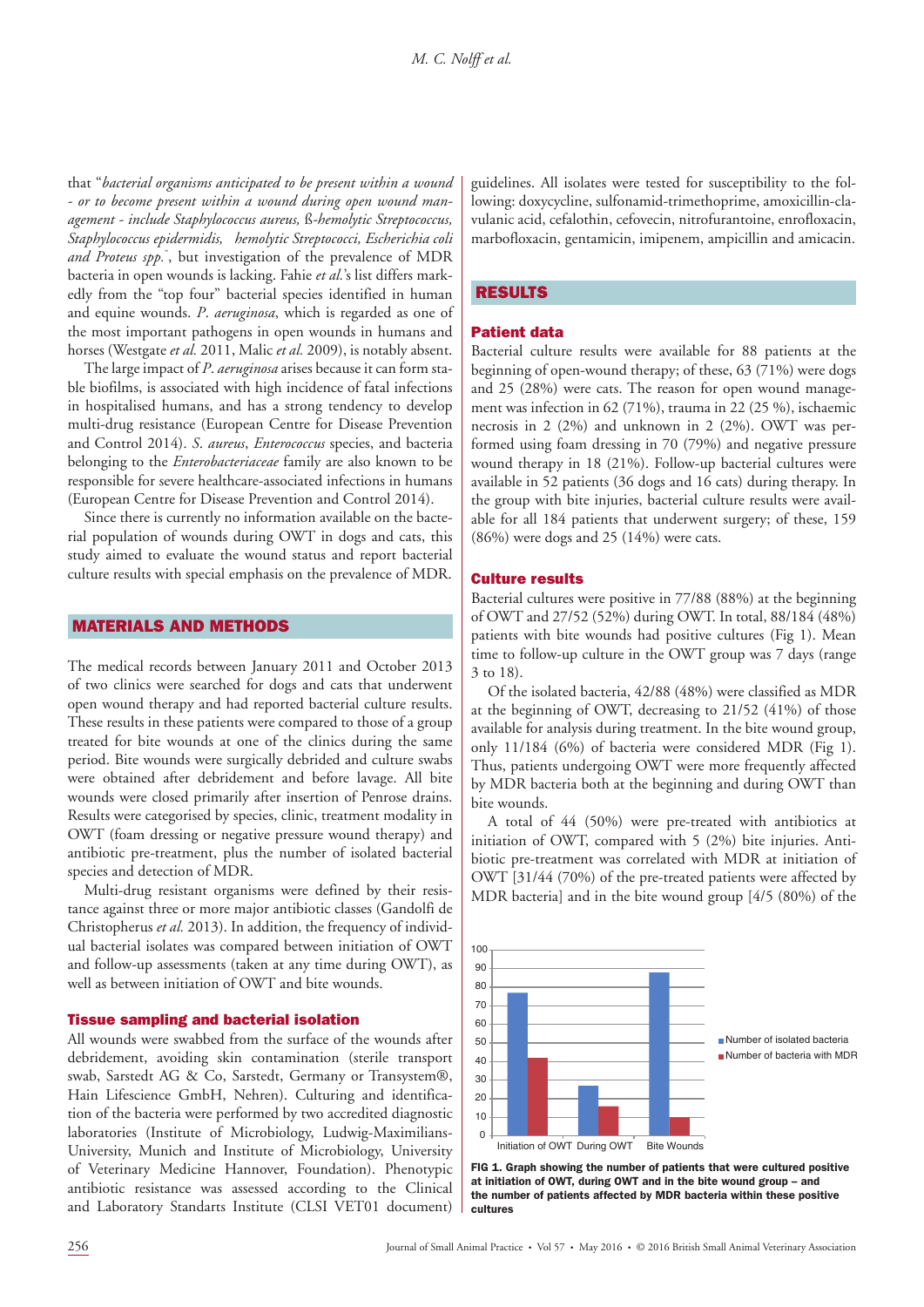that "*bacterial organisms anticipated to be present within a wound - or to become present within a wound during open wound management - include Staphylococcus aureus, ß-hemolytic Streptococcus, Staphylococcus epidermidis, hemolytic Streptococci, Escherichia coli and Proteus spp.*", but investigation of the prevalence of MDR bacteria in open wounds is lacking. Fahie *et al.*'s list differs markedly from the "top four" bacterial species identified in human and equine wounds. *P. aeruginosa*, which is regarded as one of the most important pathogens in open wounds in humans and horses (Westgate *et al.* 2011, Malic *et al.* 2009), is notably absent.

The large impact of *P. aeruginosa* arises because it can form stable biofilms, is associated with high incidence of fatal infections in hospitalised humans, and has a strong tendency to develop multi-drug resistance (European Centre for Disease Prevention and Control 2014). *S. aureus*, *Enterococcus* species, and bacteria belonging to the *Enterobacteriaceae* family are also known to be responsible for severe healthcare-associated infections in humans (European Centre for Disease Prevention and Control 2014).

Since there is currently no information available on the bacterial population of wounds during OWT in dogs and cats, this study aimed to evaluate the wound status and report bacterial culture results with special emphasis on the prevalence of MDR.

## MATERIALS AND METHODS

The medical records between January 2011 and October 2013 of two clinics were searched for dogs and cats that underwent open wound therapy and had reported bacterial culture results. These results in these patients were compared to those of a group treated for bite wounds at one of the clinics during the same period. Bite wounds were surgically debrided and culture swabs were obtained after debridement and before lavage. All bite wounds were closed primarily after insertion of Penrose drains. Results were categorised by species, clinic, treatment modality in OWT (foam dressing or negative pressure wound therapy) and antibiotic pre-treatment, plus the number of isolated bacterial species and detection of MDR.

Multi-drug resistant organisms were defined by their resistance against three or more major antibiotic classes (Gandolfi de Christopherus *et al.* 2013). In addition, the frequency of individual bacterial isolates was compared between initiation of OWT and follow-up assessments (taken at any time during OWT), as well as between initiation of OWT and bite wounds.

### Tissue sampling and bacterial isolation

All wounds were swabbed from the surface of the wounds after debridement, avoiding skin contamination (sterile transport swab, Sarstedt AG & Co, Sarstedt, Germany or Transystem®, Hain Lifescience GmbH, Nehren). Culturing and identification of the bacteria were performed by two accredited diagnostic laboratories (Institute of Microbiology, Ludwig-Maximilians-University, Munich and Institute of Microbiology, University of Veterinary Medicine Hannover, Foundation). Phenotypic antibiotic resistance was assessed according to the Clinical and Laboratory Standarts Institute (CLSI VET01 document) guidelines. All isolates were tested for susceptibility to the following: doxycycline, sulfonamid-trimethoprime, amoxicillin-clavulanic acid, cefalothin, cefovecin, nitrofurantoine, enrofloxacin, marbofloxacin, gentamicin, imipenem, ampicillin and amicacin.

## RESULTS

### Patient data

Bacterial culture results were available for 88 patients at the beginning of open-wound therapy; of these, 63 (71%) were dogs and 25 (28%) were cats. The reason for open wound management was infection in 62 (71%), trauma in 22 (25 %), ischaemic necrosis in 2 (2%) and unknown in 2 (2%). OWT was performed using foam dressing in 70 (79%) and negative pressure wound therapy in 18 (21%). Follow-up bacterial cultures were available in 52 patients (36 dogs and 16 cats) during therapy. In the group with bite injuries, bacterial culture results were available for all 184 patients that underwent surgery; of these, 159 (86%) were dogs and 25 (14%) were cats.

### Culture results

Bacterial cultures were positive in 77/88 (88%) at the beginning of OWT and 27/52 (52%) during OWT. In total, 88/184 (48%) patients with bite wounds had positive cultures (Fig 1). Mean time to follow-up culture in the OWT group was 7 days (range 3 to 18).

Of the isolated bacteria, 42/88 (48%) were classified as MDR at the beginning of OWT, decreasing to 21/52 (41%) of those available for analysis during treatment. In the bite wound group, only 11/184 (6%) of bacteria were considered MDR (Fig 1). Thus, patients undergoing OWT were more frequently affected by MDR bacteria both at the beginning and during OWT than bite wounds.

A total of 44 (50%) were pre-treated with antibiotics at initiation of OWT, compared with 5 (2%) bite injuries. Antibiotic pre-treatment was correlated with MDR at initiation of OWT [31/44 (70%) of the pre-treated patients were affected by MDR bacteria] and in the bite wound group [4/5 (80%) of the

**FIG 1. Graph showing the number of patients that were cultured positive at initiation of OWT, during OWT and in the bite wound group – and the number of patients affected by MDR bacteria within these positive cultures**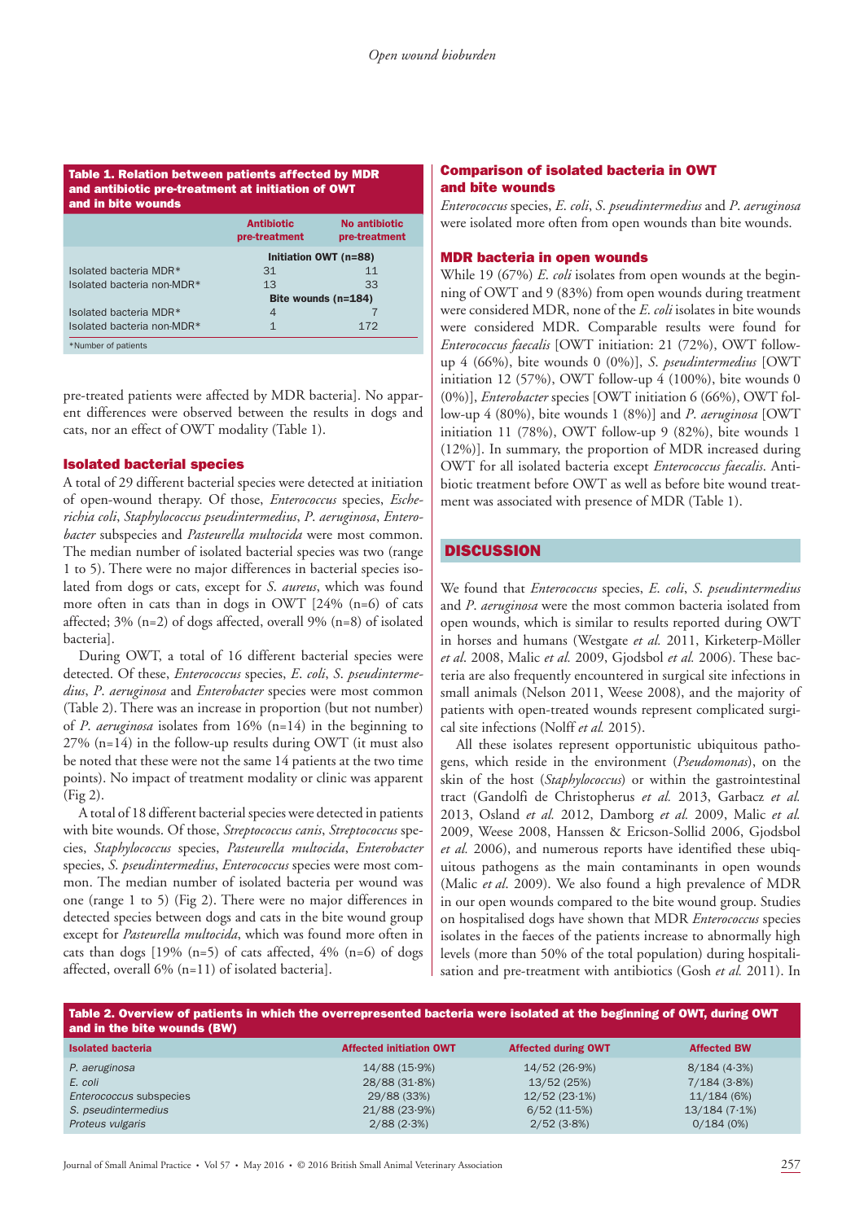**Table 1. Relation between patients affected by MDR and antibiotic pre-treatment at initiation of OWT and in bite wounds**

| | Antibiotic pre-treatment | No antibiotic pre-treatment |
|---|---|---|
| | Initiation OWT (n=88) | |
| Isolated bacteria MDR* | 31 | 11 |
| Isolated bacteria non-MDR* | 13 | 33 |
| | Bite wounds (n=184) | |
| Isolated bacteria MDR* | 4 | 7 |
| Isolated bacteria non-MDR* | 1 | 172 |

*Number of patients

pre-treated patients were affected by MDR bacteria]. No apparent differences were observed between the results in dogs and cats, nor an effect of OWT modality (Table 1).

### Isolated bacterial species

A total of 29 different bacterial species were detected at initiation of open-wound therapy. Of those, *Enterococcus* species, *Escherichia coli*, *Staphylococcus pseudintermedius*, *P. aeruginosa*, *Enterobacter* subspecies and *Pasteurella multocida* were most common. The median number of isolated bacterial species was two (range 1 to 5). There were no major differences in bacterial species isolated from dogs or cats, except for *S. aureus*, which was found more often in cats than in dogs in OWT [24% (n=6) of cats affected; 3% (n=2) of dogs affected, overall 9% (n=8) of isolated bacteria].

During OWT, a total of 16 different bacterial species were detected. Of these, *Enterococcus* species, *E. coli*, *S. pseudintermedius*, *P. aeruginosa* and *Enterobacter* species were most common (Table 2). There was an increase in proportion (but not number) of *P. aeruginosa* isolates from 16% (n=14) in the beginning to 27% (n=14) in the follow-up results during OWT (it must also be noted that these were not the same 14 patients at the two time points). No impact of treatment modality or clinic was apparent (Fig 2).

A total of 18 different bacterial species were detected in patients with bite wounds. Of those, *Streptococcus canis*, *Streptococcus* species, *Staphylococcus* species, *Pasteurella multocida*, *Enterobacter* species, *S. pseudintermedius*, *Enterococcus* species were most common. The median number of isolated bacteria per wound was one (range 1 to 5) (Fig 2). There were no major differences in detected species between dogs and cats in the bite wound group except for *Pasteurella multocida*, which was found more often in cats than dogs [19% (n=5) of cats affected, 4% (n=6) of dogs affected, overall 6% (n=11) of isolated bacteria].

### Comparison of isolated bacteria in OWT and bite wounds

*Enterococcus* species, *E. coli*, *S. pseudintermedius* and *P. aeruginosa* were isolated more often from open wounds than bite wounds.

### MDR bacteria in open wounds

While 19 (67%) *E. coli* isolates from open wounds at the beginning of OWT and 9 (83%) from open wounds during treatment were considered MDR, none of the *E. coli* isolates in bite wounds were considered MDR. Comparable results were found for *Enterococcus faecalis* [OWT initiation: 21 (72%), OWT follow-up 4 (66%), bite wounds 0 (0%)], *S. pseudintermedius* [OWT initiation 12 (57%), OWT follow-up 4 (100%), bite wounds 0 (0%)], *Enterobacter* species [OWT initiation 6 (66%), OWT follow-up 4 (80%), bite wounds 1 (8%)] and *P. aeruginosa* [OWT initiation 11 (78%), OWT follow-up 9 (82%), bite wounds 1 (12%)]. In summary, the proportion of MDR increased during OWT for all isolated bacteria except *Enterococcus faecalis*. Antibiotic treatment before OWT as well as before bite wound treatment was associated with presence of MDR (Table 1).

## DISCUSSION

We found that *Enterococcus* species, *E. coli*, *S. pseudintermedius* and *P. aeruginosa* were the most common bacteria isolated from open wounds, which is similar to results reported during OWT in horses and humans (Westgate *et al.* 2011, Kirketerp-Möller *et al*. 2008, Malic *et al.* 2009, Gjodsbol *et al.* 2006). These bacteria are also frequently encountered in surgical site infections in small animals (Nelson 2011, Weese 2008), and the majority of patients with open-treated wounds represent complicated surgical site infections (Nolff *et al.* 2015).

All these isolates represent opportunistic ubiquitous pathogens, which reside in the environment (*Pseudomonas*), on the skin of the host (*Staphylococcus*) or within the gastrointestinal tract (Gandolfi de Christopherus *et al.* 2013, Garbacz *et al.* 2013, Osland *et al.* 2012, Damborg *et al.* 2009, Malic *et al.* 2009, Weese 2008, Hanssen & Ericson-Sollid 2006, Gjodsbol *et al.* 2006), and numerous reports have identified these ubiquitous pathogens as the main contaminants in open wounds (Malic *et al*. 2009). We also found a high prevalence of MDR in our open wounds compared to the bite wound group. Studies on hospitalised dogs have shown that MDR *Enterococcus* species isolates in the faeces of the patients increase to abnormally high levels (more than 50% of the total population) during hospitalisation and pre-treatment with antibiotics (Gosh *et al.* 2011). In

**Table 2. Overview of patients in which the overrepresented bacteria were isolated at the beginning of OWT, during OWT and in the bite wounds (BW)**

| Isolated bacteria | Affected initiation OWT | Affected during OWT | Affected BW |
|---|---|---|---|
| *P. aeruginosa* | 14/88 (15·9%) | 14/52 (26·9%) | 8/184 (4·3%) |
| *E. coli* | 28/88 (31·8%) | 13/52 (25%) | 7/184 (3·8%) |
| *Enterococcus* subspecies | 29/88 (33%) | 12/52 (23·1%) | 11/184 (6%) |
| *S. pseudintermedius* | 21/88 (23·9%) | 6/52 (11·5%) | 13/184 (7·1%) |
| *Proteus vulgaris* | 2/88 (2·3%) | 2/52 (3·8%) | 0/184 (0%) |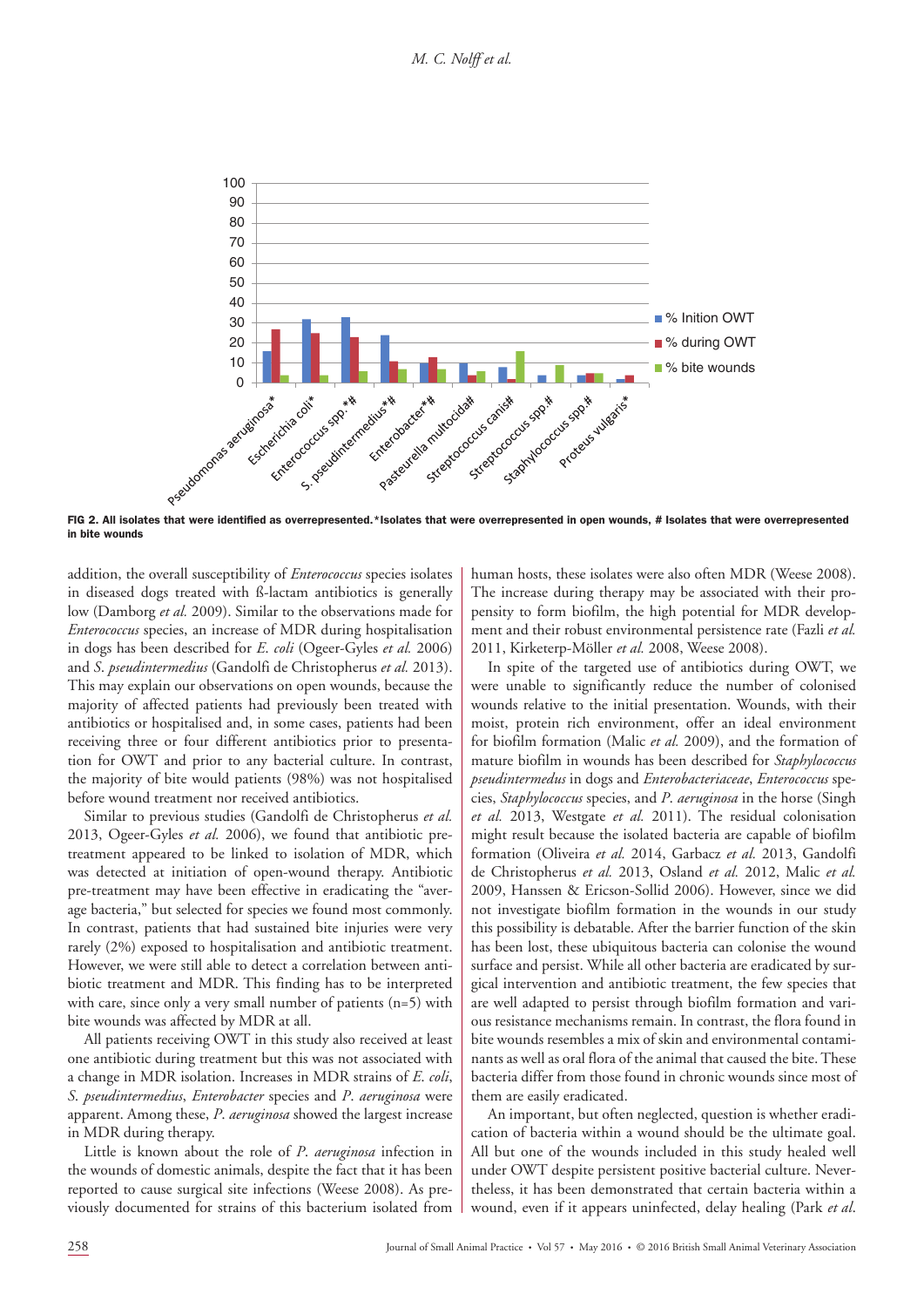FIG 2. All isolates that were identified as overrepresented.*Isolates that were overrepresented in open wounds, # Isolates that were overrepresented in bite wounds

addition, the overall susceptibility of *Enterococcus* species isolates in diseased dogs treated with ß-lactam antibiotics is generally low (Damborg *et al.* 2009). Similar to the observations made for *Enterococcus* species, an increase of MDR during hospitalisation in dogs has been described for *E. coli* (Ogeer-Gyles *et al.* 2006) and *S. pseudintermedius* (Gandolfi de Christopherus *et al.* 2013). This may explain our observations on open wounds, because the majority of affected patients had previously been treated with antibiotics or hospitalised and, in some cases, patients had been receiving three or four different antibiotics prior to presentation for OWT and prior to any bacterial culture. In contrast, the majority of bite would patients (98%) was not hospitalised before wound treatment nor received antibiotics.

Similar to previous studies (Gandolfi de Christopherus *et al.* 2013, Ogeer-Gyles *et al.* 2006), we found that antibiotic pretreatment appeared to be linked to isolation of MDR, which was detected at initiation of open-wound therapy. Antibiotic pre-treatment may have been effective in eradicating the "average bacteria," but selected for species we found most commonly. In contrast, patients that had sustained bite injuries were very rarely (2%) exposed to hospitalisation and antibiotic treatment. However, we were still able to detect a correlation between antibiotic treatment and MDR. This finding has to be interpreted with care, since only a very small number of patients (n=5) with bite wounds was affected by MDR at all.

All patients receiving OWT in this study also received at least one antibiotic during treatment but this was not associated with a change in MDR isolation. Increases in MDR strains of *E. coli*, *S. pseudintermedius*, *Enterobacter* species and *P. aeruginosa* were apparent. Among these, *P. aeruginosa* showed the largest increase in MDR during therapy.

Little is known about the role of *P. aeruginosa* infection in the wounds of domestic animals, despite the fact that it has been reported to cause surgical site infections (Weese 2008). As previously documented for strains of this bacterium isolated from human hosts, these isolates were also often MDR (Weese 2008). The increase during therapy may be associated with their propensity to form biofilm, the high potential for MDR development and their robust environmental persistence rate (Fazli *et al.* 2011, Kirketerp-Möller *et al.* 2008, Weese 2008).

In spite of the targeted use of antibiotics during OWT, we were unable to significantly reduce the number of colonised wounds relative to the initial presentation. Wounds, with their moist, protein rich environment, offer an ideal environment for biofilm formation (Malic *et al.* 2009), and the formation of mature biofilm in wounds has been described for *Staphylococcus pseudintermedius* in dogs and *Enterobacteriaceae*, *Enterococcus* species, *Staphylococcus* species, and *P. aeruginosa* in the horse (Singh *et al.* 2013, Westgate *et al.* 2011). The residual colonisation might result because the isolated bacteria are capable of biofilm formation (Oliveira *et al.* 2014, Garbacz *et al.* 2013, Gandolfi de Christopherus *et al.* 2013, Osland *et al.* 2012, Malic *et al.* 2009, Hanssen & Ericson-Sollid 2006). However, since we did not investigate biofilm formation in the wounds in our study this possibility is debatable. After the barrier function of the skin has been lost, these ubiquitous bacteria can colonise the wound surface and persist. While all other bacteria are eradicated by surgical intervention and antibiotic treatment, the few species that are well adapted to persist through biofilm formation and various resistance mechanisms remain. In contrast, the flora found in bite wounds resembles a mix of skin and environmental contaminants as well as oral flora of the animal that caused the bite. These bacteria differ from those found in chronic wounds since most of them are easily eradicated.

An important, but often neglected, question is whether eradication of bacteria within a wound should be the ultimate goal. All but one of the wounds included in this study healed well under OWT despite persistent positive bacterial culture. Nevertheless, it has been demonstrated that certain bacteria within a wound, even if it appears uninfected, delay healing (Park *et al.*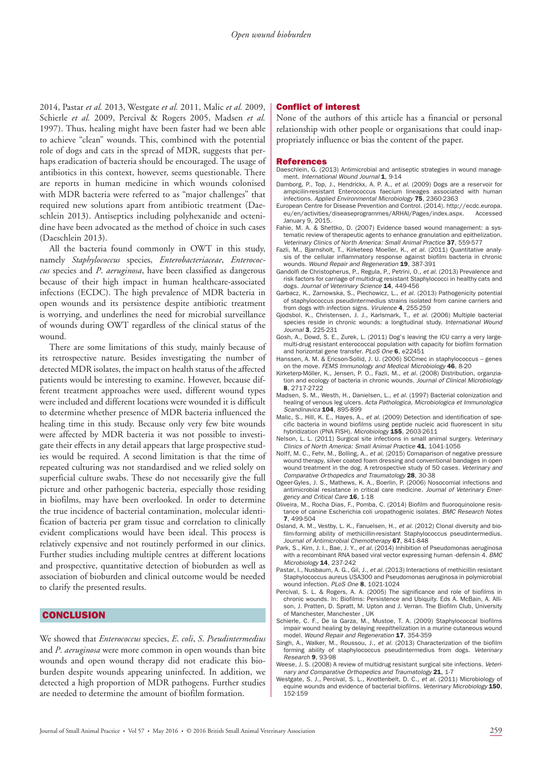2014, Pastar *et al.* 2013, Westgate *et al.* 2011, Malic *et al.* 2009, Schierle *et al.* 2009, Percival & Rogers 2005, Madsen *et al.* 1997). Thus, healing might have been faster had we been able to achieve "clean" wounds. This, combined with the potential role of dogs and cats in the spread of MDR, suggests that perhaps eradication of bacteria should be encouraged. The usage of antibiotics in this context, however, seems questionable. There are reports in human medicine in which wounds colonised with MDR bacteria were referred to as "major challenges" that required new solutions apart from antibiotic treatment (Daeschlein 2013). Antiseptics including polyhexanide and octenidine have been advocated as the method of choice in such cases (Daeschlein 2013).

All the bacteria found commonly in OWT in this study, namely *Staphylococcus* species, *Enterobacteriaceae*, *Enterococcus* species and *P. aeruginosa*, have been classified as dangerous because of their high impact in human healthcare-associated infections (ECDC). The high prevalence of MDR bacteria in open wounds and its persistence despite antibiotic treatment is worrying, and underlines the need for microbial surveillance of wounds during OWT regardless of the clinical status of the wound.

There are some limitations of this study, mainly because of its retrospective nature. Besides investigating the number of detected MDR isolates, the impact on health status of the affected patients would be interesting to examine. However, because different treatment approaches were used, different wound types were included and different locations were wounded it is difficult to determine whether presence of MDR bacteria influenced the healing time in this study. Because only very few bite wounds were affected by MDR bacteria it was not possible to investigate their effects in any detail appears that large prospective studies would be required. A second limitation is that the time of repeated culturing was not standardised and we relied solely on superficial culture swabs. These do not necessarily give the full picture and other pathogenic bacteria, especially those residing in biofilms, may have been overlooked. In order to determine the true incidence of bacterial contamination, molecular identification of bacteria per gram tissue and correlation to clinically evident complications would have been ideal. This process is relatively expensive and not routinely performed in our clinics. Further studies including multiple centres at different locations and prospective, quantitative detection of bioburden as well as association of bioburden and clinical outcome would be needed to clarify the presented results.

## CONCLUSION

We showed that *Enterococcus* species, *E. coli*, *S. Pseudintermedius* and *P. aeruginosa* were more common in open wounds than bite wounds and open wound therapy did not eradicate this bioburden despite wounds appearing uninfected. In addition, we detected a high proportion of MDR pathogens. Further studies are needed to determine the amount of biofilm formation.

## Conflict of interest

None of the authors of this article has a financial or personal relationship with other people or organisations that could inappropriately influence or bias the content of the paper.

## References

Daeschlein, G. (2013) Antimicrobial and antiseptic strategies in wound management. *International Wound Journal* **1**, 9-14

Damborg, P., Top, J., Hendrickx, A. P. A., *et al.* (2009) Dogs are a reservoir for ampicilin-resistant Enterococcus faecium lineages associated with human infections. *Applied Environmental Microbiology* **75**, 2360-2363

European Centre for Disease Prevention and Control. (2014). http://ecdc.europa.eu/en/activities/diseaseprogrammes/ARHAI/Pages/index.aspx. Accessed January 9, 2015.

Fahie, M. A. & Shettko, D. (2007) Evidence based wound management: a systematic review of therapeutic agents to enhance granulation and epithelization. *Veterinary Clinics of North America: Small Animal Practice* **37**, 559-577

Fazli, M., Bjarnsholt, T., Kirketeep Moeller, K., *et al.* (2011) Quantitative analysis of the cellular inflammatory response against biofilm bacteria in chronic wounds. *Wound Repair and Regeneration* **19**, 387-391

Gandolfi de Christopherus, P., Regula, P., Petrini, O., *et al.* (2013) Prevalence and risk factors for carriage of multidrug resistant Staphylococci in healthy cats and dogs. *Journal of Veterinary Science* **14**, 449-456

Garbacz, K., Zarnowska, S., Piechowicz, L., *et al.* (2013) Pathogenicity potential of staphylococcus pseudintermedius strains isolated from canine carriers and from dogs with infection signs. *Virulence* **4**, 255-259

Gjodsbol, K., Christensen, J. J., Karlsmark, T., *et al.* (2006) Multiple bacterial species reside in chronic wounds: a longitudinal study. *International Wound Journal* **3**, 225-231

Gosh, A., Dowd, S. E., Zurek, L. (2011) Dog's leaving the ICU carry a very large-multi-drug resistant enterococcal population with capacity for biofilm formation and horizontal gene transfer. *PLoS One* **6**, e22451

Hanssen, A. M. & Ericson-Sollid, J. U. (2006) SCCmec in staphylococcus – genes on the move. *FEMS Immunology and Medical Microbiology* **46**, 8-20

Kirketerp-Möller, K., Jensen, P. O., Fazli, M., *et al.* (2008) Distribution, organziation and ecology of bacteria in chronic wounds. *Journal of Clinical Microbiology* **8**, 2717-2722

Madsen, S. M., Westh, H., Danielsen, L., *et al.* (1997) Bacterial colonization and healing of venous leg ulcers. *Acta Pathologica, Microbiologica et Immunologica Scandinavica* **104**, 895-899

Malic, S., Hill, K. E., Hayes, A., *et al.* (2009) Detection and identification of specific bacteria in wound biofilms using peptide nucleic acid fluorescent in situ hybridization (PNA FISH). *Microbiology* **155**, 2603-2611

Nelson, L. L. (2011) Surgical site infections in small animal surgery. *Veterinary Clinics of North America: Small Animal Practice* **41**, 1041-1056

Nolff, M. C., Fehr, M., Bolling, A., *et al.* (2015) Comaparison of negative pressure wound therapy, silver coated foam dressing and conventional bandages in open wound treatment in the dog. A retrospective study of 50 cases. *Veterinary and Comparative Orthopedics and Traumatology* **28**, 30-38

Ogeer-Gyles, J. S., Mathews, K. A., Boerlin, P. (2006) Nosocomial infections and antimicrobial resistance in critical care medicine. *Journal of Veterinary Emergency and Critical Care* **16**, 1-18

Oliveira, M., Rocha Dias, F., Pomba, C. (2014) Biofilm and fluoroquinolone resistance of canine Escherichia coli uropathogenic isolates. *BMC Research Notes* **7**, 499-504

Osland, A. M., Vestby, L. K., Fanuelsen, H., *et al.* (2012) Clonal diversity and biofilm-forming ability of methicillin-resistant Staphylococcus pseudintermedius. *Journal of Antimicrobial Chemotherapy* **67**, 841-848

Park, S., Kim, J. I., Bae, J. Y., *et al.* (2014) Inhibition of Pseudomonas aeruginosa with a recombinant RNA based viral vector expressing human -defensin 4. *BMC Microbiology* **14**, 237-242

Pastar, I., Nusbaum, A. G., Gil, J., *et al.* (2013) Interactions of methicillin resistant Staphylococcus aureus USA300 and Pseudomonas aeruginosa in polymicrobial wound infection. *PLoS One* **8**, 1021-1024

Percival, S. L. & Rogers, A. A. (2005) The significance and role of biofilms in chronic wounds. In: Biofilms: Persistence and Ubiquity. Eds A. McBain, A. Allison, J. Pratten, D. Spratt, M. Upton and J. Verran. The Biofilm Club, University of Manchester, Manchester , UK

Schierle, C. F., De la Garza, M., Mustoe, T. A. (2009) Staphylococcal biofilms impair wound healing by delaying reepithelization in a murine cutaneous wound model. *Wound Repair and Regeneration* **17**, 354-359

Singh, A., Walker, M., Roussou, J., *et al.* (2013) Characterization of the biofilm forming ability of staphylococcus pseudintermedius from dogs. *Veterinary Research* **9**, 93-98

Weese, J. S. (2008) A review of multidrug resistant surgical site infections. *Veterinary and Comparative Orthopedics and Traumatology* **21**, 1-7

Westgate, S. J., Percival, S. L., Knottenbelt, D. C., *et al.* (2011) Microbiology of equine wounds and evidence of bacterial biofilms. *Veterinary Microbiology* **150**, 152-159